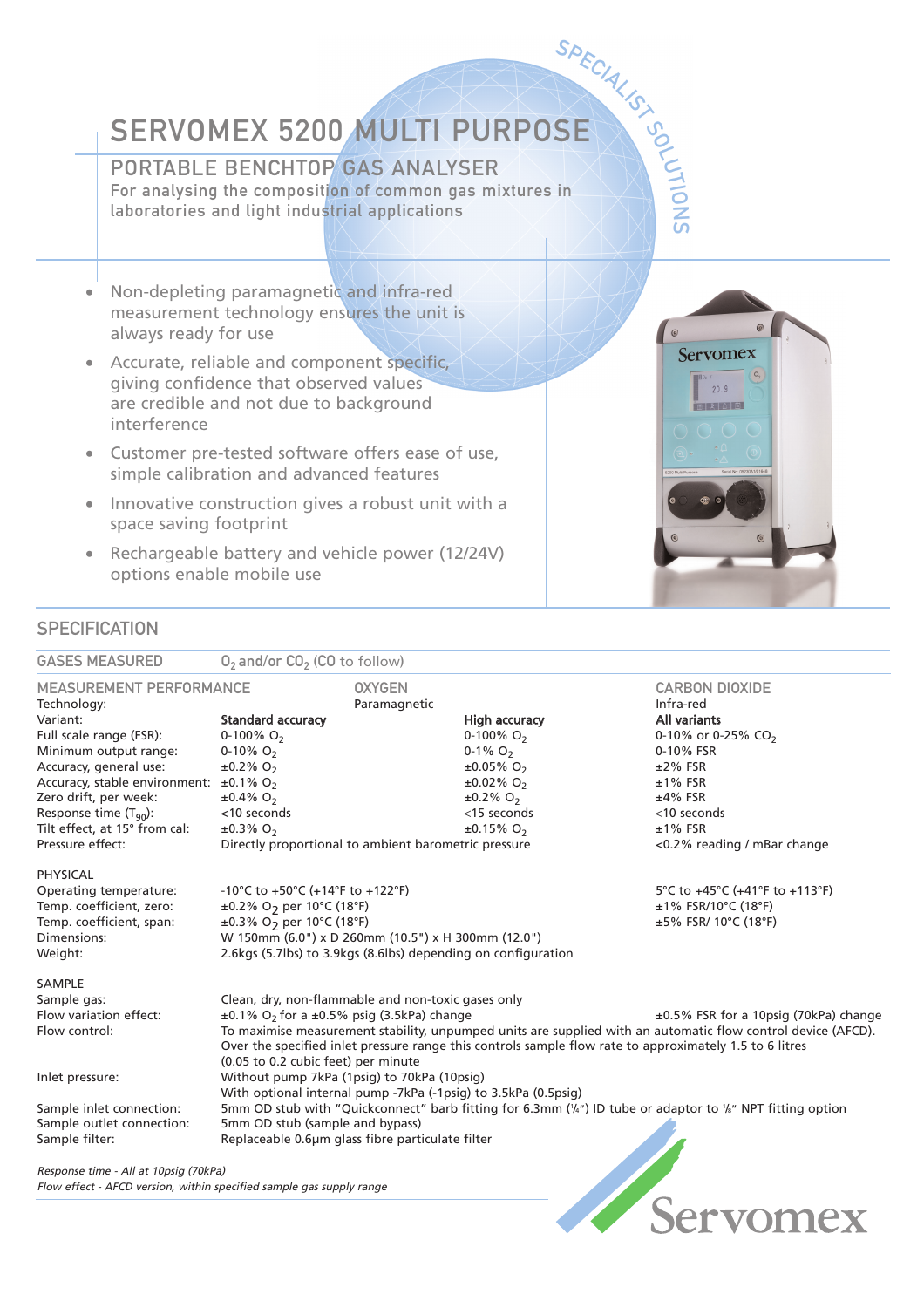# SERVOMEX 5200 MULTI PURPOSE

## PORTABLE BENCHTOP GAS ANALYSER

For analysing the composition of common gas mixtures in laboratories and light industrial applications

SPECIALIST SOLUTIONS

- Non-depleting paramagnetic and infra-red measurement technology ensures the unit is always ready for use
- Accurate, reliable and component specific, giving confidence that observed values are credible and not due to background interference
- Customer pre-tested software offers ease of use, simple calibration and advanced features
- Innovative construction gives a robust unit with a space saving footprint
- Rechargeable battery and vehicle power (12/24V) options enable mobile use

## SPECIFICATION

| | | | |
|---|---|---|---|
| **GASES MEASURED** | $O_2$ and/or $CO_2$ (CO to follow) | | |
| **MEASUREMENT PERFORMANCE** | OXYGEN | | CARBON DIOXIDE |
| Technology: | Paramagnetic | | Infra-red |
| Variant: | **Standard accuracy** | **High accuracy** | **All variants** |
| Full scale range (FSR): | 0-100% $O_2$ | 0-100% $O_2$ | 0-10% or 0-25% $CO_2$ |
| Minimum output range: | 0-10% $O_2$ | 0-1% $O_2$ | 0-10% FSR |
| Accuracy, general use: | ±0.2% $O_2$ | ±0.05% $O_2$ | ±2% FSR |
| Accuracy, stable environment: | ±0.1% $O_2$ | ±0.02% $O_2$ | ±1% FSR |
| Zero drift, per week: | ±0.4% $O_2$ | ±0.2% $O_2$ | ±4% FSR |
| Response time ($T_{90}$): | <10 seconds | <15 seconds | <10 seconds |
| Tilt effect, at 15° from cal: | ±0.3% $O_2$ | ±0.15% $O_2$ | ±1% FSR |
| Pressure effect: | Directly proportional to ambient barometric pressure | | <0.2% reading / mBar change |
| **PHYSICAL** | | | |
| Operating temperature: | -10°C to +50°C (+14°F to +122°F) | | 5°C to +45°C (+41°F to +113°F) |
| Temp. coefficient, zero: | ±0.2% $O_2$ per 10°C (18°F) | | ±1% FSR/10°C (18°F) |
| Temp. coefficient, span: | ±0.3% $O_2$ per 10°C (18°F) | | ±5% FSR/ 10°C (18°F) |
| Dimensions: | W 150mm (6.0") x D 260mm (10.5") x H 300mm (12.0") | | |
| Weight: | 2.6kgs (5.7lbs) to 3.9kgs (8.6lbs) depending on configuration | | |
| **SAMPLE** | | | |
| Sample gas: | Clean, dry, non-flammable and non-toxic gases only | | |
| Flow variation effect: | ±0.1% $O_2$ for a ±0.5% psig (3.5kPa) change | | ±0.5% FSR for a 10psig (70kPa) change |
| Flow control: | To maximise measurement stability, unpumped units are supplied with an automatic flow control device (AFCD). Over the specified inlet pressure range this controls sample flow rate to approximately 1.5 to 6 litres (0.05 to 0.2 cubic feet) per minute | | |
| Inlet pressure: | Without pump 7kPa (1psig) to 70kPa (10psig)<br>With optional internal pump -7kPa (-1psig) to 3.5kPa (0.5psig) | | |
| Sample inlet connection: | 5mm OD stub with "Quickconnect" barb fitting for 6.3mm (¼") ID tube or adaptor to ⅛" NPT fitting option | | |
| Sample outlet connection: | 5mm OD stub (sample and bypass) | | |
| Sample filter: | Replaceable 0.6µm glass fibre particulate filter | | |

*Response time - All at 10psig (70kPa)*
*Flow effect - AFCD version, within specified sample gas supply range*

Servomex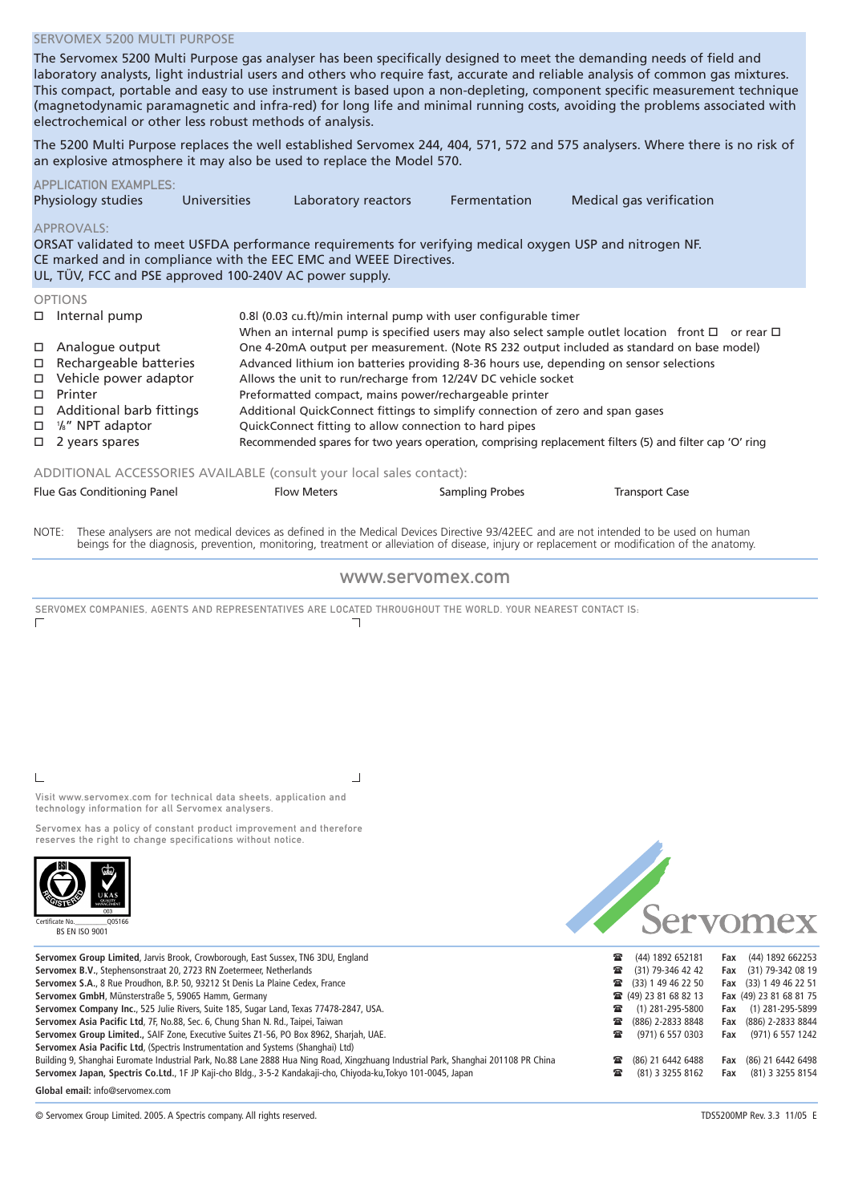## SERVOMEX 5200 MULTI PURPOSE

The Servomex 5200 Multi Purpose gas analyser has been specifically designed to meet the demanding needs of field and laboratory analysts, light industrial users and others who require fast, accurate and reliable analysis of common gas mixtures. This compact, portable and easy to use instrument is based upon a non-depleting, component specific measurement technique (magnetodynamic paramagnetic and infra-red) for long life and minimal running costs, avoiding the problems associated with electrochemical or other less robust methods of analysis.

The 5200 Multi Purpose replaces the well established Servomex 244, 404, 571, 572 and 575 analysers. Where there is no risk of an explosive atmosphere it may also be used to replace the Model 570.

### APPLICATION EXAMPLES:

Physiology studies | Universities | Laboratory reactors | Fermentation | Medical gas verification

### APPROVALS:

ORSAT validated to meet USFDA performance requirements for verifying medical oxygen USP and nitrogen NF.
CE marked and in compliance with the EEC EMC and WEEE Directives.
UL, TÜV, FCC and PSE approved 100-240V AC power supply.

### OPTIONS

| | |
|---|---|
| ☐ Internal pump | 0.8l (0.03 cu.ft)/min internal pump with user configurable timer<br>When an internal pump is specified users may also select sample outlet location front ☐ or rear ☐ |
| ☐ Analogue output | One 4-20mA output per measurement. (Note RS 232 output included as standard on base model) |
| ☐ Rechargeable batteries | Advanced lithium ion batteries providing 8-36 hours use, depending on sensor selections |
| ☐ Vehicle power adaptor | Allows the unit to run/recharge from 12/24V DC vehicle socket |
| ☐ Printer | Preformatted compact, mains power/rechargeable printer |
| ☐ Additional barb fittings | Additional QuickConnect fittings to simplify connection of zero and span gases |
| ☐ ⅛" NPT adaptor | QuickConnect fitting to allow connection to hard pipes |
| ☐ 2 years spares | Recommended spares for two years operation, comprising replacement filters (5) and filter cap 'O' ring |

### ADDITIONAL ACCESSORIES AVAILABLE (consult your local sales contact):

Flue Gas Conditioning Panel | Flow Meters | Sampling Probes | Transport Case

NOTE: These analysers are not medical devices as defined in the Medical Devices Directive 93/42EEC and are not intended to be used on human beings for the diagnosis, prevention, monitoring, treatment or alleviation of disease, injury or replacement or modification of the anatomy.

**www.servomex.com**

SERVOMEX COMPANIES, AGENTS AND REPRESENTATIVES ARE LOCATED THROUGHOUT THE WORLD. YOUR NEAREST CONTACT IS:

Visit www.servomex.com for technical data sheets, application and technology information for all Servomex analysers.

Servomex has a policy of constant product improvement and therefore reserves the right to change specifications without notice.

Certificate No. Q05166
BS EN ISO 9001

Servomex

| | | |
|---|---|---|
| **Servomex Group Limited**, Jarvis Brook, Crowborough, East Sussex, TN6 3DU, England | ☎ (44) 1892 652181 | Fax (44) 1892 662253 |
| **Servomex B.V.**, Stephensonstraat 20, 2723 RN Zoetermeer, Netherlands | ☎ (31) 79-346 42 42 | Fax (31) 79-342 08 19 |
| **Servomex S.A.**, 8 Rue Proudhon, B.P. 50, 93212 St Denis La Plaine Cedex, France | ☎ (33) 1 49 46 22 50 | Fax (33) 1 49 46 22 51 |
| **Servomex GmbH**, Münsterstraße 5, 59065 Hamm, Germany | ☎ (49) 23 81 68 82 13 | Fax (49) 23 81 68 81 75 |
| **Servomex Company Inc.**, 525 Julie Rivers, Suite 185, Sugar Land, Texas 77478-2847, USA. | ☎ (1) 281-295-5800 | Fax (1) 281-295-5899 |
| **Servomex Asia Pacific Ltd**, 7F, No.88, Sec. 6, Chung Shan N. Rd., Taipei, Taiwan | ☎ (886) 2-2833 8848 | Fax (886) 2-2833 8844 |
| **Servomex Group Limited.**, SAIF Zone, Executive Suites Z1-56, PO Box 8962, Sharjah, UAE. | ☎ (971) 6 557 0303 | Fax (971) 6 557 1242 |
| **Servomex Asia Pacific Ltd**, (Spectris Instrumentation and Systems (Shanghai) Ltd)<br>Building 9, Shanghai Euromate Industrial Park, No.88 Lane 2888 Hua Ning Road, Xingzhuang Industrial Park, Shanghai 201108 PR China | ☎ (86) 21 6442 6488 | Fax (86) 21 6442 6498 |
| **Servomex Japan, Spectris Co.Ltd.**, 1F JP Kaji-cho Bldg., 3-5-2 Kandakaji-cho, Chiyoda-ku,Tokyo 101-0045, Japan | ☎ (81) 3 3255 8162 | Fax (81) 3 3255 8154 |

**Global email:** info@servomex.com

© Servomex Group Limited. 2005. A Spectris company. All rights reserved.

TDS5200MP Rev. 3.3 11/05 E